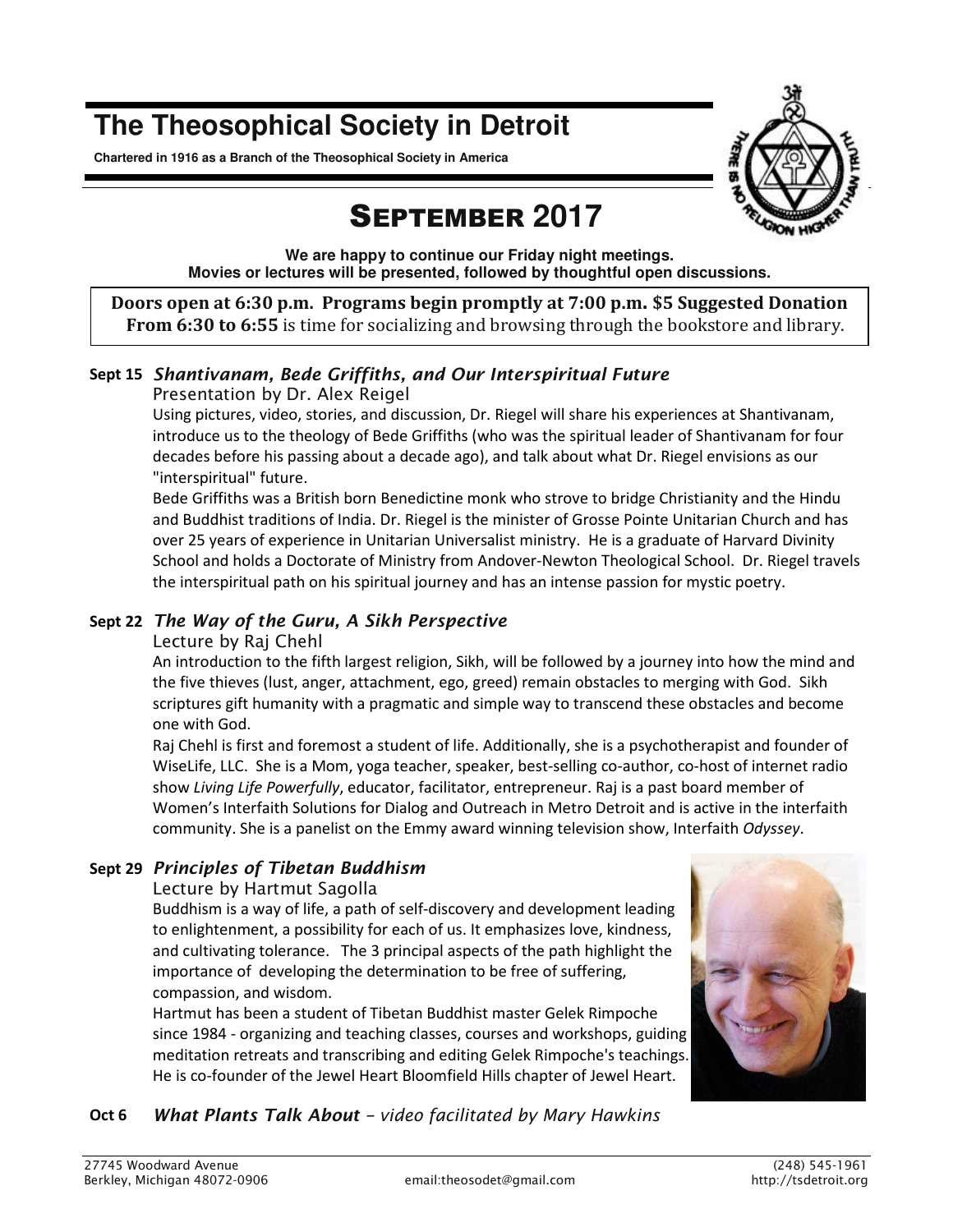# The Theosophical Society in Detroit

**Chartered in 1916 as a Branch of the Theosophical Society in America**

## SEPTEMBER 2017

**We are happy to continue our Friday night meetings.**
**Movies or lectures will be presented, followed by thoughtful open discussions.**

**Doors open at 6:30 p.m. Programs begin promptly at 7:00 p.m. $5 Suggested Donation**
**From 6:30 to 6:55** is time for socializing and browsing through the bookstore and library.

### Sept 15 *Shantivanam, Bede Griffiths, and Our Interspiritual Future*

Presentation by Dr. Alex Reigel

Using pictures, video, stories, and discussion, Dr. Riegel will share his experiences at Shantivanam, introduce us to the theology of Bede Griffiths (who was the spiritual leader of Shantivanam for four decades before his passing about a decade ago), and talk about what Dr. Riegel envisions as our "interspiritual" future.

Bede Griffiths was a British born Benedictine monk who strove to bridge Christianity and the Hindu and Buddhist traditions of India. Dr. Riegel is the minister of Grosse Pointe Unitarian Church and has over 25 years of experience in Unitarian Universalist ministry. He is a graduate of Harvard Divinity School and holds a Doctorate of Ministry from Andover-Newton Theological School. Dr. Riegel travels the interspiritual path on his spiritual journey and has an intense passion for mystic poetry.

### Sept 22 *The Way of the Guru, A Sikh Perspective*

Lecture by Raj Chehl

An introduction to the fifth largest religion, Sikh, will be followed by a journey into how the mind and the five thieves (lust, anger, attachment, ego, greed) remain obstacles to merging with God. Sikh scriptures gift humanity with a pragmatic and simple way to transcend these obstacles and become one with God.

Raj Chehl is first and foremost a student of life. Additionally, she is a psychotherapist and founder of WiseLife, LLC. She is a Mom, yoga teacher, speaker, best-selling co-author, co-host of internet radio show *Living Life Powerfully*, educator, facilitator, entrepreneur. Raj is a past board member of Women's Interfaith Solutions for Dialog and Outreach in Metro Detroit and is active in the interfaith community. She is a panelist on the Emmy award winning television show, Interfaith *Odyssey*.

### Sept 29 *Principles of Tibetan Buddhism*

Lecture by Hartmut Sagolla

Buddhism is a way of life, a path of self-discovery and development leading to enlightenment, a possibility for each of us. It emphasizes love, kindness, and cultivating tolerance. The 3 principal aspects of the path highlight the importance of developing the determination to be free of suffering, compassion, and wisdom.

Hartmut has been a student of Tibetan Buddhist master Gelek Rimpoche since 1984 - organizing and teaching classes, courses and workshops, guiding meditation retreats and transcribing and editing Gelek Rimpoche's teachings. He is co-founder of the Jewel Heart Bloomfield Hills chapter of Jewel Heart.

### Oct 6 *What Plants Talk About – video facilitated by Mary Hawkins*

27745 Woodward Avenue
Berkley, Michigan 48072-0906
email:theosodet@gmail.com
(248) 545-1961
http://tsdetroit.org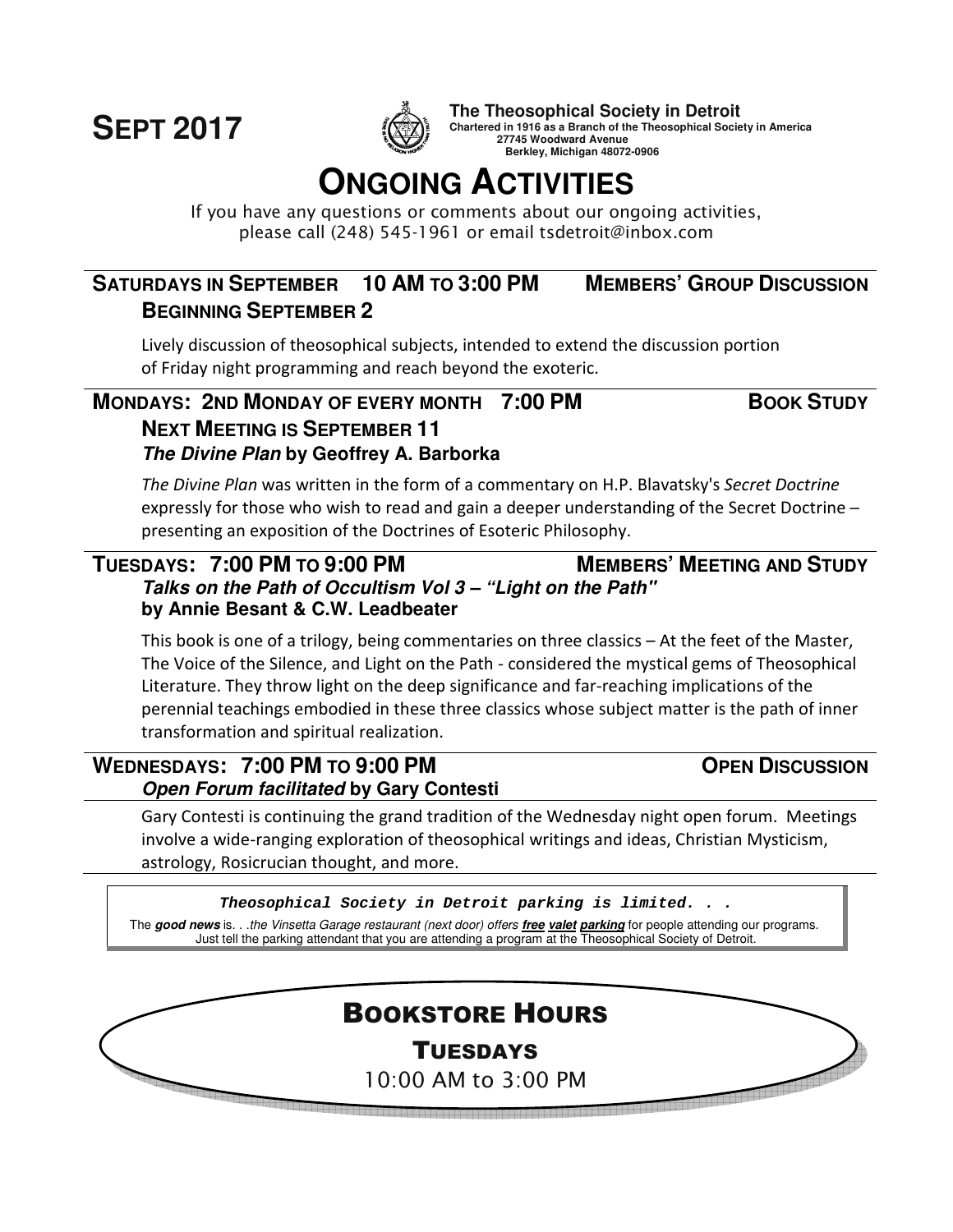**SEPT 2017**

**The Theosophical Society in Detroit**
**Chartered in 1916 as a Branch of the Theosophical Society in America**
**27745 Woodward Avenue**
**Berkley, Michigan 48072-0906**

# ONGOING ACTIVITIES

If you have any questions or comments about our ongoing activities, please call (248) 545-1961 or email tsdetroit@inbox.com

## SATURDAYS IN SEPTEMBER 10 AM TO 3:00 PM — MEMBERS' GROUP DISCUSSION

**BEGINNING SEPTEMBER 2**

Lively discussion of theosophical subjects, intended to extend the discussion portion of Friday night programming and reach beyond the exoteric.

## MONDAYS: 2ND MONDAY OF EVERY MONTH 7:00 PM — BOOK STUDY

**NEXT MEETING IS SEPTEMBER 11**

***The Divine Plan* by Geoffrey A. Barborka**

*The Divine Plan* was written in the form of a commentary on H.P. Blavatsky's *Secret Doctrine* expressly for those who wish to read and gain a deeper understanding of the Secret Doctrine – presenting an exposition of the Doctrines of Esoteric Philosophy.

## TUESDAYS: 7:00 PM TO 9:00 PM — MEMBERS' MEETING AND STUDY

***Talks on the Path of Occultism Vol 3 – "Light on the Path"***
**by Annie Besant & C.W. Leadbeater**

This book is one of a trilogy, being commentaries on three classics – At the feet of the Master, The Voice of the Silence, and Light on the Path - considered the mystical gems of Theosophical Literature. They throw light on the deep significance and far-reaching implications of the perennial teachings embodied in these three classics whose subject matter is the path of inner transformation and spiritual realization.

## WEDNESDAYS: 7:00 PM TO 9:00 PM — OPEN DISCUSSION

***Open Forum facilitated* by Gary Contesti**

Gary Contesti is continuing the grand tradition of the Wednesday night open forum. Meetings involve a wide-ranging exploration of theosophical writings and ideas, Christian Mysticism, astrology, Rosicrucian thought, and more.

***Theosophical Society in Detroit parking is limited. . .***

The ***good news*** is. . .*the Vinsetta Garage restaurant (next door) offers* ***free valet parking*** for people attending our programs. Just tell the parking attendant that you are attending a program at the Theosophical Society of Detroit.

## BOOKSTORE HOURS

**TUESDAYS**

10:00 AM to 3:00 PM